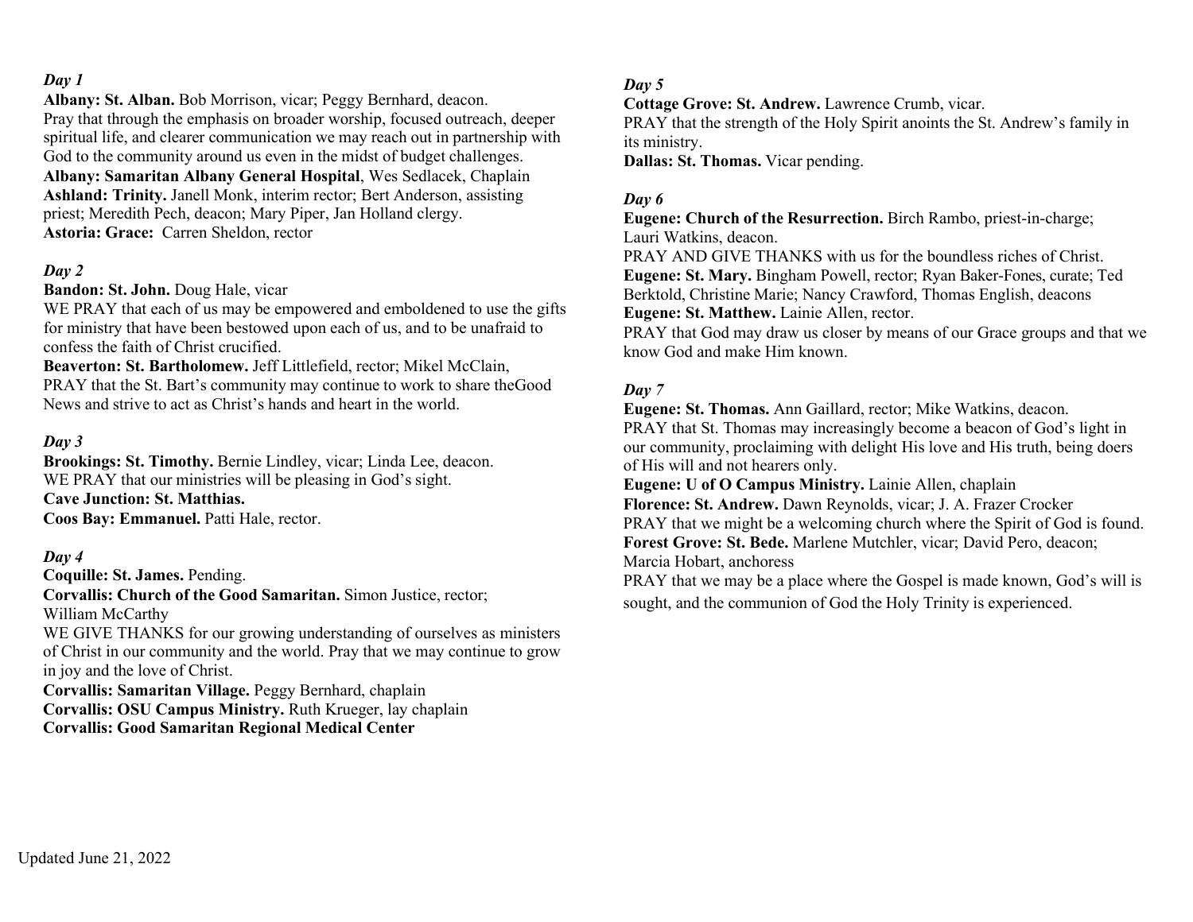*Day 1*

**Albany: St. Alban.** Bob Morrison, vicar; Peggy Bernhard, deacon.
Pray that through the emphasis on broader worship, focused outreach, deeper spiritual life, and clearer communication we may reach out in partnership with God to the community around us even in the midst of budget challenges.
**Albany: Samaritan Albany General Hospital**, Wes Sedlacek, Chaplain
**Ashland: Trinity.** Janell Monk, interim rector; Bert Anderson, assisting priest; Meredith Pech, deacon; Mary Piper, Jan Holland clergy.
**Astoria: Grace:** Carren Sheldon, rector

*Day 2*

**Bandon: St. John.** Doug Hale, vicar
WE PRAY that each of us may be empowered and emboldened to use the gifts for ministry that have been bestowed upon each of us, and to be unafraid to confess the faith of Christ crucified.
**Beaverton: St. Bartholomew.** Jeff Littlefield, rector; Mikel McClain,
PRAY that the St. Bart's community may continue to work to share theGood News and strive to act as Christ's hands and heart in the world.

*Day 3*

**Brookings: St. Timothy.** Bernie Lindley, vicar; Linda Lee, deacon.
WE PRAY that our ministries will be pleasing in God's sight.
**Cave Junction: St. Matthias.**
**Coos Bay: Emmanuel.** Patti Hale, rector.

*Day 4*

**Coquille: St. James.** Pending.
**Corvallis: Church of the Good Samaritan.** Simon Justice, rector; William McCarthy
WE GIVE THANKS for our growing understanding of ourselves as ministers of Christ in our community and the world. Pray that we may continue to grow in joy and the love of Christ.
**Corvallis: Samaritan Village.** Peggy Bernhard, chaplain
**Corvallis: OSU Campus Ministry.** Ruth Krueger, lay chaplain
**Corvallis: Good Samaritan Regional Medical Center**

*Day 5*

**Cottage Grove: St. Andrew.** Lawrence Crumb, vicar.
PRAY that the strength of the Holy Spirit anoints the St. Andrew's family in its ministry.
**Dallas: St. Thomas.** Vicar pending.

*Day 6*

**Eugene: Church of the Resurrection.** Birch Rambo, priest-in-charge; Lauri Watkins, deacon.
PRAY AND GIVE THANKS with us for the boundless riches of Christ.
**Eugene: St. Mary.** Bingham Powell, rector; Ryan Baker-Fones, curate; Ted Berktold, Christine Marie; Nancy Crawford, Thomas English, deacons
**Eugene: St. Matthew.** Lainie Allen, rector.
PRAY that God may draw us closer by means of our Grace groups and that we know God and make Him known.

*Day 7*

**Eugene: St. Thomas.** Ann Gaillard, rector; Mike Watkins, deacon.
PRAY that St. Thomas may increasingly become a beacon of God's light in our community, proclaiming with delight His love and His truth, being doers of His will and not hearers only.
**Eugene: U of O Campus Ministry.** Lainie Allen, chaplain
**Florence: St. Andrew.** Dawn Reynolds, vicar; J. A. Frazer Crocker
PRAY that we might be a welcoming church where the Spirit of God is found.
**Forest Grove: St. Bede.** Marlene Mutchler, vicar; David Pero, deacon; Marcia Hobart, anchoress
PRAY that we may be a place where the Gospel is made known, God's will is sought, and the communion of God the Holy Trinity is experienced.

Updated June 21, 2022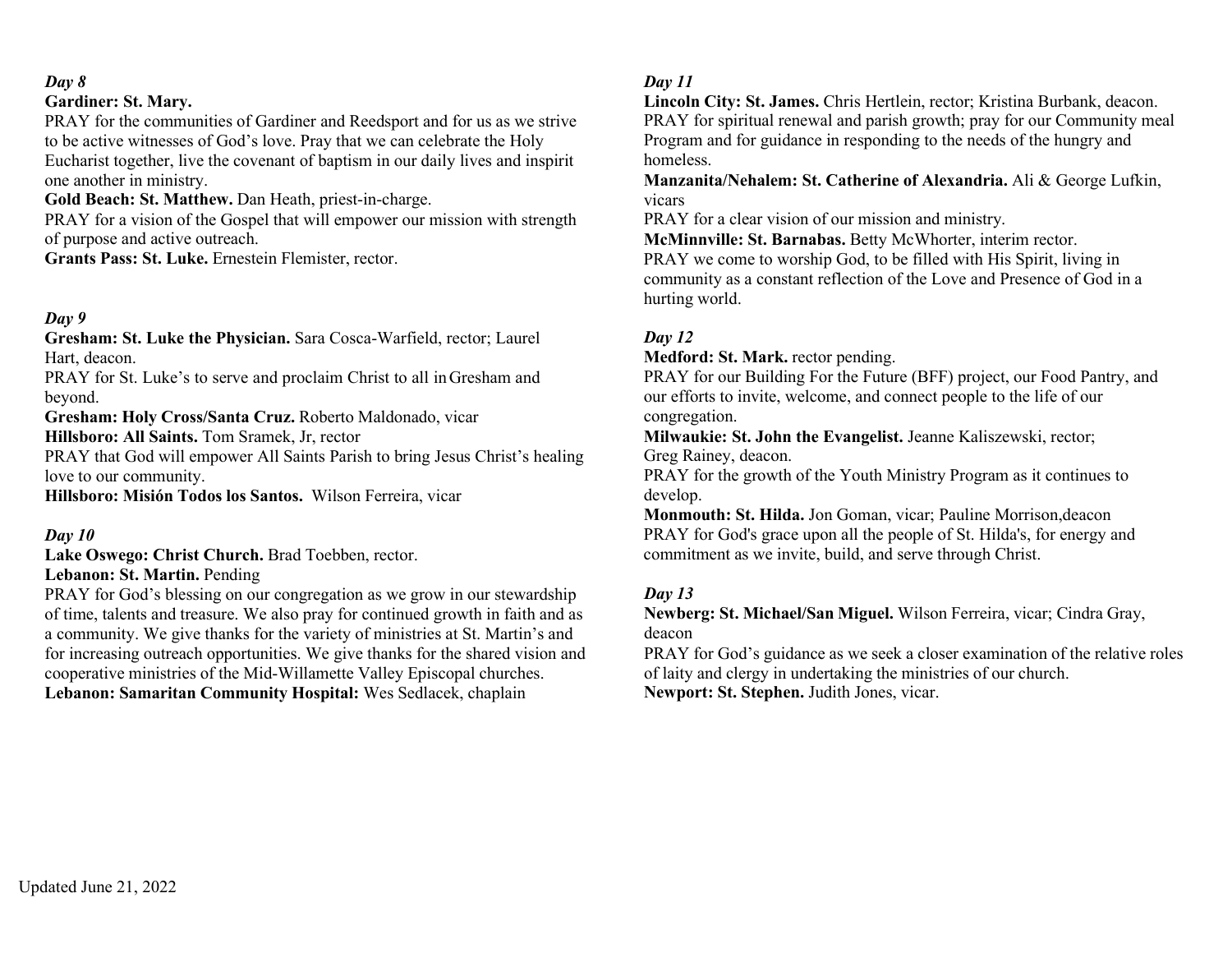*Day 8*

**Gardiner: St. Mary.**

PRAY for the communities of Gardiner and Reedsport and for us as we strive to be active witnesses of God's love. Pray that we can celebrate the Holy Eucharist together, live the covenant of baptism in our daily lives and inspirit one another in ministry.

**Gold Beach: St. Matthew.** Dan Heath, priest-in-charge.

PRAY for a vision of the Gospel that will empower our mission with strength of purpose and active outreach.

**Grants Pass: St. Luke.** Ernestein Flemister, rector.

*Day 9*

**Gresham: St. Luke the Physician.** Sara Cosca-Warfield, rector; Laurel Hart, deacon.

PRAY for St. Luke's to serve and proclaim Christ to all in Gresham and beyond.

**Gresham: Holy Cross/Santa Cruz.** Roberto Maldonado, vicar

**Hillsboro: All Saints.** Tom Sramek, Jr, rector

PRAY that God will empower All Saints Parish to bring Jesus Christ's healing love to our community.

**Hillsboro: Misión Todos los Santos.** Wilson Ferreira, vicar

*Day 10*

**Lake Oswego: Christ Church.** Brad Toebben, rector.

**Lebanon: St. Martin.** Pending

PRAY for God's blessing on our congregation as we grow in our stewardship of time, talents and treasure. We also pray for continued growth in faith and as a community. We give thanks for the variety of ministries at St. Martin's and for increasing outreach opportunities. We give thanks for the shared vision and cooperative ministries of the Mid-Willamette Valley Episcopal churches.

**Lebanon: Samaritan Community Hospital:** Wes Sedlacek, chaplain

*Day 11*

**Lincoln City: St. James.** Chris Hertlein, rector; Kristina Burbank, deacon.

PRAY for spiritual renewal and parish growth; pray for our Community meal Program and for guidance in responding to the needs of the hungry and homeless.

**Manzanita/Nehalem: St. Catherine of Alexandria.** Ali & George Lufkin, vicars

PRAY for a clear vision of our mission and ministry.

**McMinnville: St. Barnabas.** Betty McWhorter, interim rector.

PRAY we come to worship God, to be filled with His Spirit, living in community as a constant reflection of the Love and Presence of God in a hurting world.

*Day 12*

**Medford: St. Mark.** rector pending.

PRAY for our Building For the Future (BFF) project, our Food Pantry, and our efforts to invite, welcome, and connect people to the life of our congregation.

**Milwaukie: St. John the Evangelist.** Jeanne Kaliszewski, rector; Greg Rainey, deacon.

PRAY for the growth of the Youth Ministry Program as it continues to develop.

**Monmouth: St. Hilda.** Jon Goman, vicar; Pauline Morrison,deacon

PRAY for God's grace upon all the people of St. Hilda's, for energy and commitment as we invite, build, and serve through Christ.

*Day 13*

**Newberg: St. Michael/San Miguel.** Wilson Ferreira, vicar; Cindra Gray, deacon

PRAY for God's guidance as we seek a closer examination of the relative roles of laity and clergy in undertaking the ministries of our church.

**Newport: St. Stephen.** Judith Jones, vicar.

Updated June 21, 2022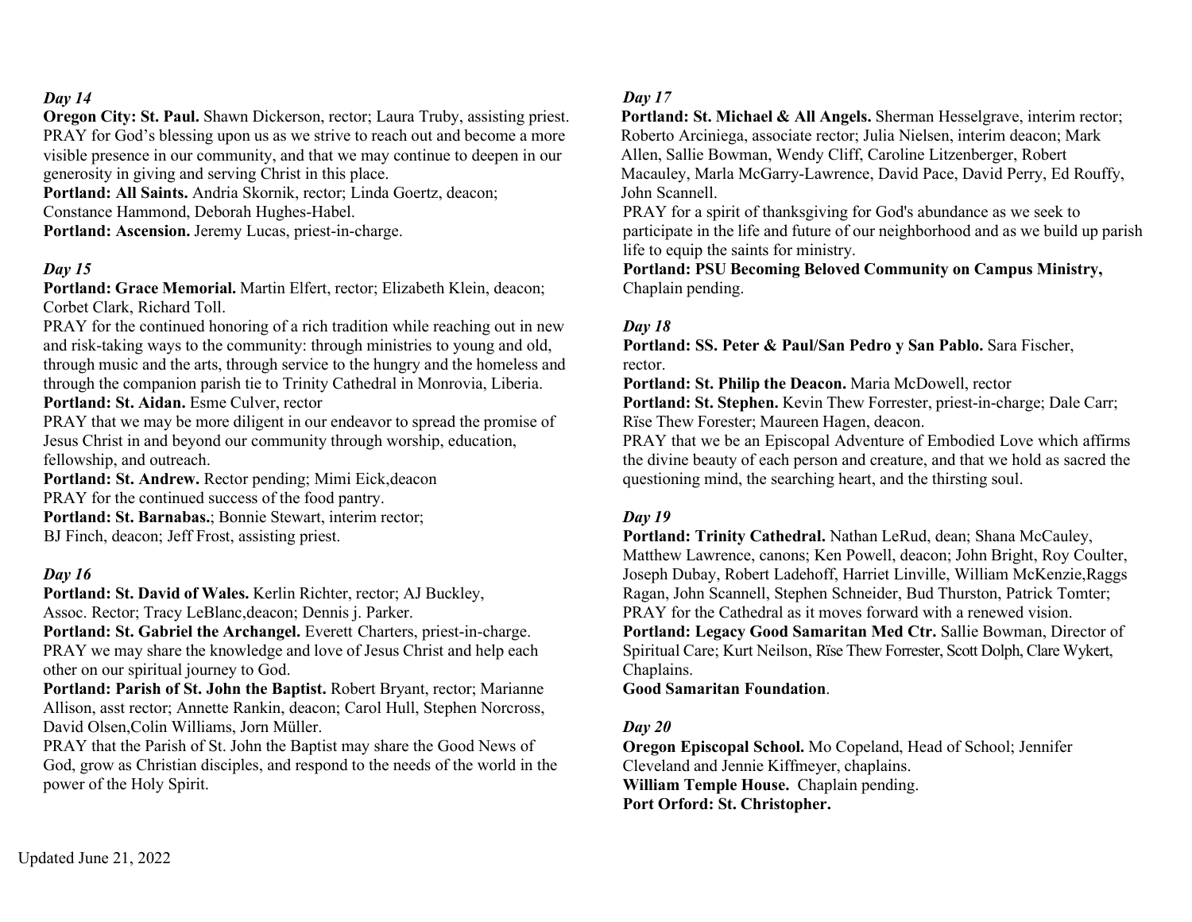*Day 14*

**Oregon City: St. Paul.** Shawn Dickerson, rector; Laura Truby, assisting priest. PRAY for God's blessing upon us as we strive to reach out and become a more visible presence in our community, and that we may continue to deepen in our generosity in giving and serving Christ in this place.

**Portland: All Saints.** Andria Skornik, rector; Linda Goertz, deacon; Constance Hammond, Deborah Hughes-Habel.

**Portland: Ascension.** Jeremy Lucas, priest-in-charge.

*Day 15*

**Portland: Grace Memorial.** Martin Elfert, rector; Elizabeth Klein, deacon; Corbet Clark, Richard Toll.

PRAY for the continued honoring of a rich tradition while reaching out in new and risk-taking ways to the community: through ministries to young and old, through music and the arts, through service to the hungry and the homeless and through the companion parish tie to Trinity Cathedral in Monrovia, Liberia.

**Portland: St. Aidan.** Esme Culver, rector

PRAY that we may be more diligent in our endeavor to spread the promise of Jesus Christ in and beyond our community through worship, education, fellowship, and outreach.

**Portland: St. Andrew.** Rector pending; Mimi Eick,deacon

PRAY for the continued success of the food pantry.

**Portland: St. Barnabas.**; Bonnie Stewart, interim rector; BJ Finch, deacon; Jeff Frost, assisting priest.

*Day 16*

**Portland: St. David of Wales.** Kerlin Richter, rector; AJ Buckley, Assoc. Rector; Tracy LeBlanc,deacon; Dennis j. Parker.

**Portland: St. Gabriel the Archangel.** Everett Charters, priest-in-charge. PRAY we may share the knowledge and love of Jesus Christ and help each other on our spiritual journey to God.

**Portland: Parish of St. John the Baptist.** Robert Bryant, rector; Marianne Allison, asst rector; Annette Rankin, deacon; Carol Hull, Stephen Norcross, David Olsen,Colin Williams, Jorn Müller.

PRAY that the Parish of St. John the Baptist may share the Good News of God, grow as Christian disciples, and respond to the needs of the world in the power of the Holy Spirit.

*Day 17*

**Portland: St. Michael & All Angels.** Sherman Hesselgrave, interim rector; Roberto Arciniega, associate rector; Julia Nielsen, interim deacon; Mark Allen, Sallie Bowman, Wendy Cliff, Caroline Litzenberger, Robert Macauley, Marla McGarry-Lawrence, David Pace, David Perry, Ed Rouffy, John Scannell.

PRAY for a spirit of thanksgiving for God's abundance as we seek to participate in the life and future of our neighborhood and as we build up parish life to equip the saints for ministry.

**Portland: PSU Becoming Beloved Community on Campus Ministry,** Chaplain pending.

*Day 18*

**Portland: SS. Peter & Paul/San Pedro y San Pablo.** Sara Fischer, rector.

**Portland: St. Philip the Deacon.** Maria McDowell, rector

**Portland: St. Stephen.** Kevin Thew Forrester, priest-in-charge; Dale Carr; Rïse Thew Forester; Maureen Hagen, deacon.

PRAY that we be an Episcopal Adventure of Embodied Love which affirms the divine beauty of each person and creature, and that we hold as sacred the questioning mind, the searching heart, and the thirsting soul.

*Day 19*

**Portland: Trinity Cathedral.** Nathan LeRud, dean; Shana McCauley, Matthew Lawrence, canons; Ken Powell, deacon; John Bright, Roy Coulter, Joseph Dubay, Robert Ladehoff, Harriet Linville, William McKenzie,Raggs Ragan, John Scannell, Stephen Schneider, Bud Thurston, Patrick Tomter;

PRAY for the Cathedral as it moves forward with a renewed vision.

**Portland: Legacy Good Samaritan Med Ctr.** Sallie Bowman, Director of Spiritual Care; Kurt Neilson, Rïse Thew Forrester, Scott Dolph, Clare Wykert, Chaplains.

**Good Samaritan Foundation**.

*Day 20*

**Oregon Episcopal School.** Mo Copeland, Head of School; Jennifer Cleveland and Jennie Kiffmeyer, chaplains.

**William Temple House.** Chaplain pending.

**Port Orford: St. Christopher.**

Updated June 21, 2022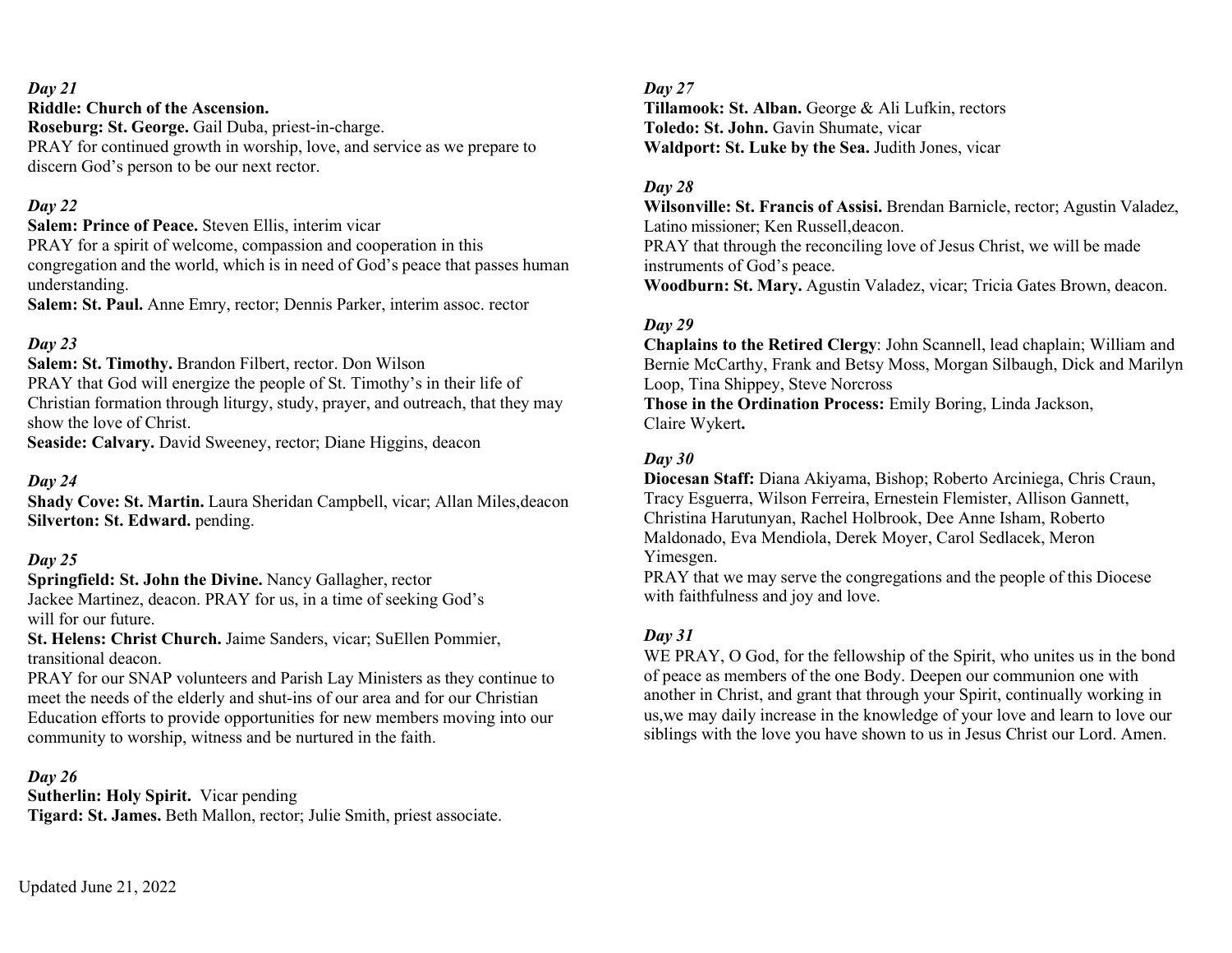*Day 21*

**Riddle: Church of the Ascension.**

**Roseburg: St. George.** Gail Duba, priest-in-charge.
PRAY for continued growth in worship, love, and service as we prepare to discern God's person to be our next rector.

*Day 22*

**Salem: Prince of Peace.** Steven Ellis, interim vicar
PRAY for a spirit of welcome, compassion and cooperation in this congregation and the world, which is in need of God's peace that passes human understanding.

**Salem: St. Paul.** Anne Emry, rector; Dennis Parker, interim assoc. rector

*Day 23*

**Salem: St. Timothy.** Brandon Filbert, rector. Don Wilson
PRAY that God will energize the people of St. Timothy's in their life of Christian formation through liturgy, study, prayer, and outreach, that they may show the love of Christ.

**Seaside: Calvary.** David Sweeney, rector; Diane Higgins, deacon

*Day 24*

**Shady Cove: St. Martin.** Laura Sheridan Campbell, vicar; Allan Miles,deacon

**Silverton: St. Edward.** pending.

*Day 25*

**Springfield: St. John the Divine.** Nancy Gallagher, rector
Jackee Martinez, deacon. PRAY for us, in a time of seeking God's will for our future.

**St. Helens: Christ Church.** Jaime Sanders, vicar; SuEllen Pommier, transitional deacon.
PRAY for our SNAP volunteers and Parish Lay Ministers as they continue to meet the needs of the elderly and shut-ins of our area and for our Christian Education efforts to provide opportunities for new members moving into our community to worship, witness and be nurtured in the faith.

*Day 26*

**Sutherlin: Holy Spirit.** Vicar pending

**Tigard: St. James.** Beth Mallon, rector; Julie Smith, priest associate.

*Day 27*

**Tillamook: St. Alban.** George & Ali Lufkin, rectors

**Toledo: St. John.** Gavin Shumate, vicar

**Waldport: St. Luke by the Sea.** Judith Jones, vicar

*Day 28*

**Wilsonville: St. Francis of Assisi.** Brendan Barnicle, rector; Agustin Valadez, Latino missioner; Ken Russell,deacon.
PRAY that through the reconciling love of Jesus Christ, we will be made instruments of God's peace.

**Woodburn: St. Mary.** Agustin Valadez, vicar; Tricia Gates Brown, deacon.

*Day 29*

**Chaplains to the Retired Clergy**: John Scannell, lead chaplain; William and Bernie McCarthy, Frank and Betsy Moss, Morgan Silbaugh, Dick and Marilyn Loop, Tina Shippey, Steve Norcross

**Those in the Ordination Process:** Emily Boring, Linda Jackson, Claire Wykert**.**

*Day 30*

**Diocesan Staff:** Diana Akiyama, Bishop; Roberto Arciniega, Chris Craun, Tracy Esguerra, Wilson Ferreira, Ernestein Flemister, Allison Gannett, Christina Harutunyan, Rachel Holbrook, Dee Anne Isham, Roberto Maldonado, Eva Mendiola, Derek Moyer, Carol Sedlacek, Meron Yimesgen.
PRAY that we may serve the congregations and the people of this Diocese with faithfulness and joy and love.

*Day 31*

WE PRAY, O God, for the fellowship of the Spirit, who unites us in the bond of peace as members of the one Body. Deepen our communion one with another in Christ, and grant that through your Spirit, continually working in us,we may daily increase in the knowledge of your love and learn to love our siblings with the love you have shown to us in Jesus Christ our Lord. Amen.

Updated June 21, 2022